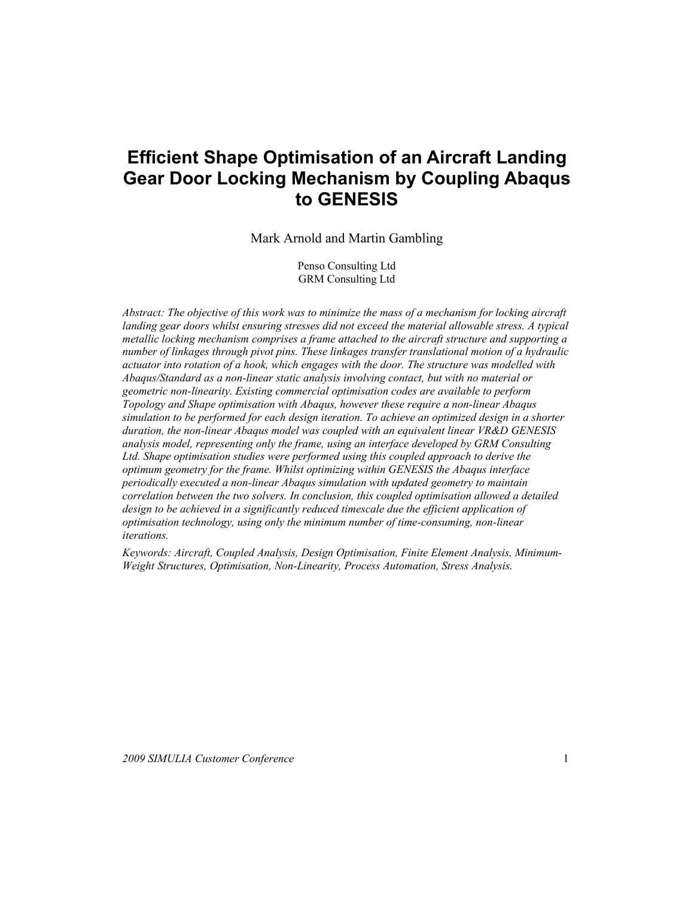# Efficient Shape Optimisation of an Aircraft Landing Gear Door Locking Mechanism by Coupling Abaqus to GENESIS

Mark Arnold and Martin Gambling

Penso Consulting Ltd
GRM Consulting Ltd

*Abstract: The objective of this work was to minimize the mass of a mechanism for locking aircraft landing gear doors whilst ensuring stresses did not exceed the material allowable stress. A typical metallic locking mechanism comprises a frame attached to the aircraft structure and supporting a number of linkages through pivot pins. These linkages transfer translational motion of a hydraulic actuator into rotation of a hook, which engages with the door. The structure was modelled with Abaqus/Standard as a non-linear static analysis involving contact, but with no material or geometric non-linearity. Existing commercial optimisation codes are available to perform Topology and Shape optimisation with Abaqus, however these require a non-linear Abaqus simulation to be performed for each design iteration. To achieve an optimized design in a shorter duration, the non-linear Abaqus model was coupled with an equivalent linear VR&D GENESIS analysis model, representing only the frame, using an interface developed by GRM Consulting Ltd. Shape optimisation studies were performed using this coupled approach to derive the optimum geometry for the frame. Whilst optimizing within GENESIS the Abaqus interface periodically executed a non-linear Abaqus simulation with updated geometry to maintain correlation between the two solvers. In conclusion, this coupled optimisation allowed a detailed design to be achieved in a significantly reduced timescale due the efficient application of optimisation technology, using only the minimum number of time-consuming, non-linear iterations.*

*Keywords: Aircraft, Coupled Analysis, Design Optimisation, Finite Element Analysis, Minimum-Weight Structures, Optimisation, Non-Linearity, Process Automation, Stress Analysis.*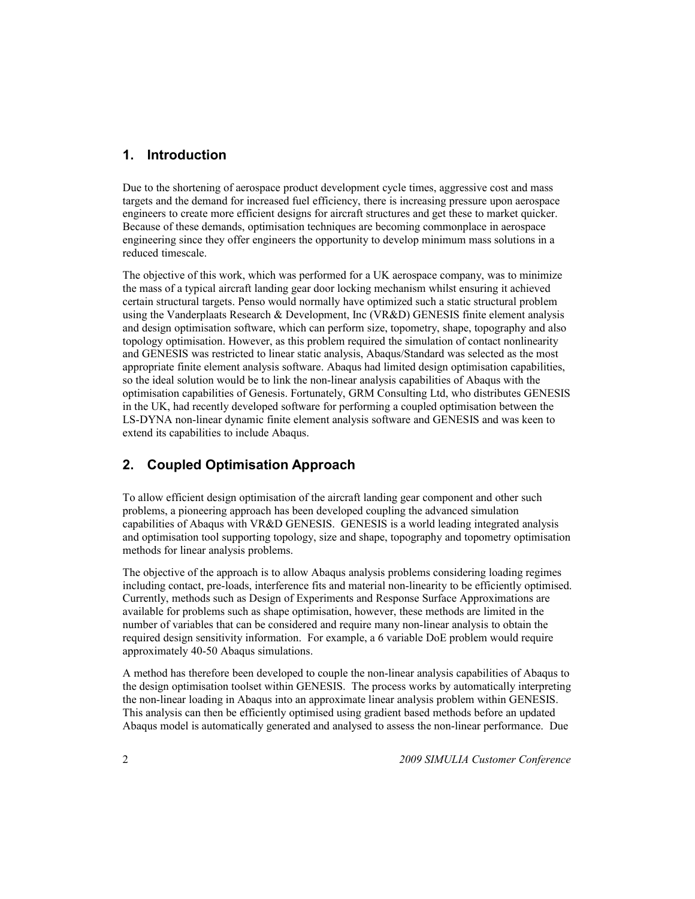## 1. Introduction

Due to the shortening of aerospace product development cycle times, aggressive cost and mass targets and the demand for increased fuel efficiency, there is increasing pressure upon aerospace engineers to create more efficient designs for aircraft structures and get these to market quicker. Because of these demands, optimisation techniques are becoming commonplace in aerospace engineering since they offer engineers the opportunity to develop minimum mass solutions in a reduced timescale.

The objective of this work, which was performed for a UK aerospace company, was to minimize the mass of a typical aircraft landing gear door locking mechanism whilst ensuring it achieved certain structural targets. Penso would normally have optimized such a static structural problem using the Vanderplaats Research & Development, Inc (VR&D) GENESIS finite element analysis and design optimisation software, which can perform size, topometry, shape, topography and also topology optimisation. However, as this problem required the simulation of contact nonlinearity and GENESIS was restricted to linear static analysis, Abaqus/Standard was selected as the most appropriate finite element analysis software. Abaqus had limited design optimisation capabilities, so the ideal solution would be to link the non-linear analysis capabilities of Abaqus with the optimisation capabilities of Genesis. Fortunately, GRM Consulting Ltd, who distributes GENESIS in the UK, had recently developed software for performing a coupled optimisation between the LS-DYNA non-linear dynamic finite element analysis software and GENESIS and was keen to extend its capabilities to include Abaqus.

## 2. Coupled Optimisation Approach

To allow efficient design optimisation of the aircraft landing gear component and other such problems, a pioneering approach has been developed coupling the advanced simulation capabilities of Abaqus with VR&D GENESIS. GENESIS is a world leading integrated analysis and optimisation tool supporting topology, size and shape, topography and topometry optimisation methods for linear analysis problems.

The objective of the approach is to allow Abaqus analysis problems considering loading regimes including contact, pre-loads, interference fits and material non-linearity to be efficiently optimised. Currently, methods such as Design of Experiments and Response Surface Approximations are available for problems such as shape optimisation, however, these methods are limited in the number of variables that can be considered and require many non-linear analysis to obtain the required design sensitivity information. For example, a 6 variable DoE problem would require approximately 40-50 Abaqus simulations.

A method has therefore been developed to couple the non-linear analysis capabilities of Abaqus to the design optimisation toolset within GENESIS. The process works by automatically interpreting the non-linear loading in Abaqus into an approximate linear analysis problem within GENESIS. This analysis can then be efficiently optimised using gradient based methods before an updated Abaqus model is automatically generated and analysed to assess the non-linear performance. Due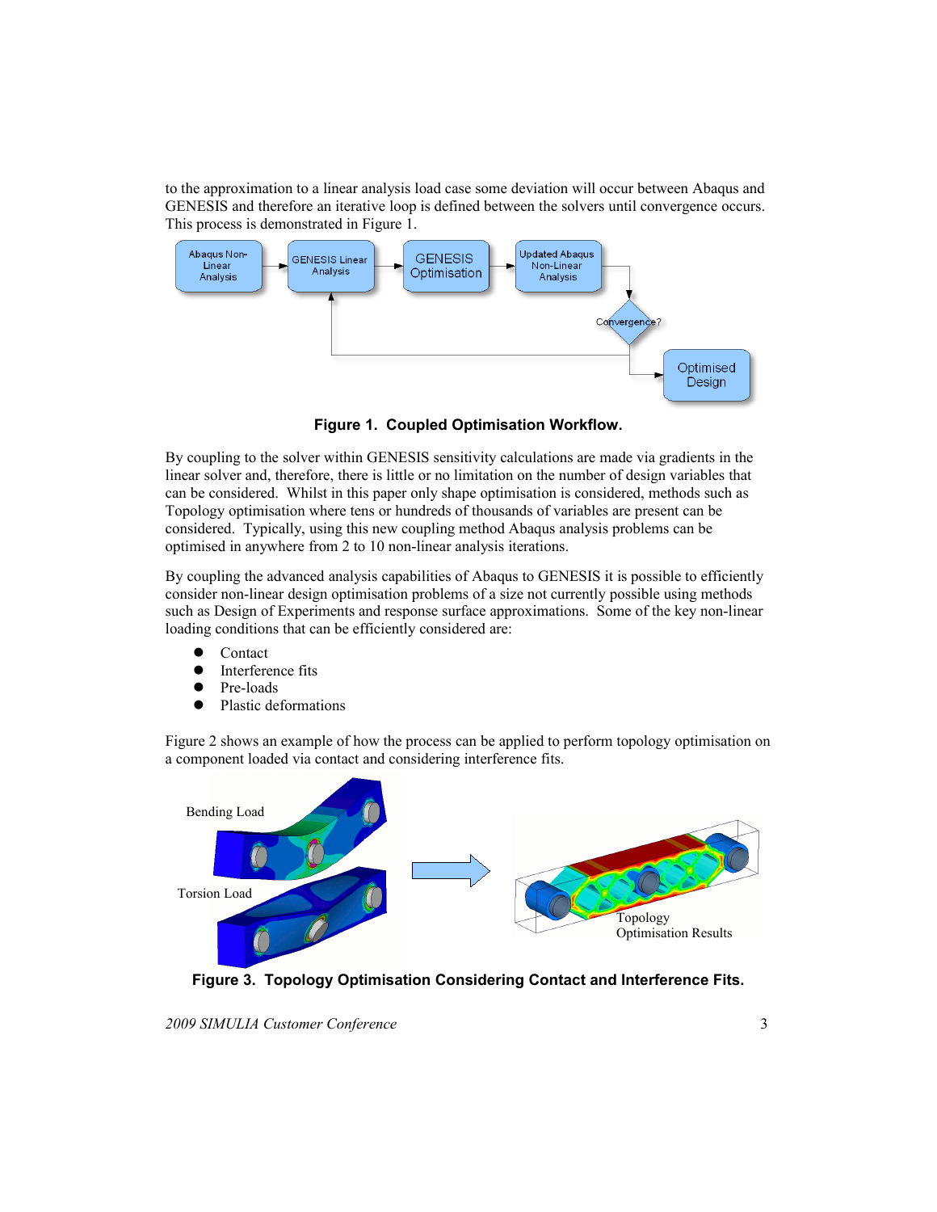to the approximation to a linear analysis load case some deviation will occur between Abaqus and GENESIS and therefore an iterative loop is defined between the solvers until convergence occurs. This process is demonstrated in Figure 1.

**Figure 1. Coupled Optimisation Workflow.**

By coupling to the solver within GENESIS sensitivity calculations are made via gradients in the linear solver and, therefore, there is little or no limitation on the number of design variables that can be considered. Whilst in this paper only shape optimisation is considered, methods such as Topology optimisation where tens or hundreds of thousands of variables are present can be considered. Typically, using this new coupling method Abaqus analysis problems can be optimised in anywhere from 2 to 10 non-linear analysis iterations.

By coupling the advanced analysis capabilities of Abaqus to GENESIS it is possible to efficiently consider non-linear design optimisation problems of a size not currently possible using methods such as Design of Experiments and response surface approximations. Some of the key non-linear loading conditions that can be efficiently considered are:

- Contact
- Interference fits
- Pre-loads
- Plastic deformations

Figure 2 shows an example of how the process can be applied to perform topology optimisation on a component loaded via contact and considering interference fits.

**Figure 3. Topology Optimisation Considering Contact and Interference Fits.**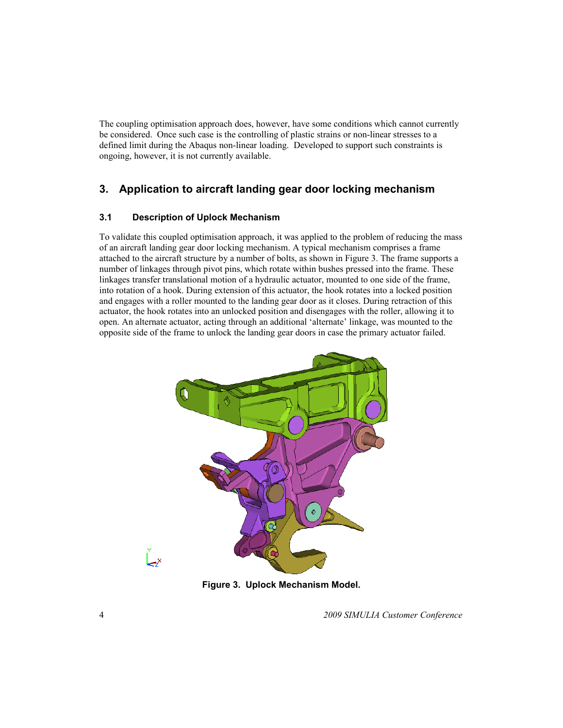The coupling optimisation approach does, however, have some conditions which cannot currently be considered. Once such case is the controlling of plastic strains or non-linear stresses to a defined limit during the Abaqus non-linear loading. Developed to support such constraints is ongoing, however, it is not currently available.

## 3. Application to aircraft landing gear door locking mechanism

### 3.1 Description of Uplock Mechanism

To validate this coupled optimisation approach, it was applied to the problem of reducing the mass of an aircraft landing gear door locking mechanism. A typical mechanism comprises a frame attached to the aircraft structure by a number of bolts, as shown in Figure 3. The frame supports a number of linkages through pivot pins, which rotate within bushes pressed into the frame. These linkages transfer translational motion of a hydraulic actuator, mounted to one side of the frame, into rotation of a hook. During extension of this actuator, the hook rotates into a locked position and engages with a roller mounted to the landing gear door as it closes. During retraction of this actuator, the hook rotates into an unlocked position and disengages with the roller, allowing it to open. An alternate actuator, acting through an additional 'alternate' linkage, was mounted to the opposite side of the frame to unlock the landing gear doors in case the primary actuator failed.

**Figure 3. Uplock Mechanism Model.**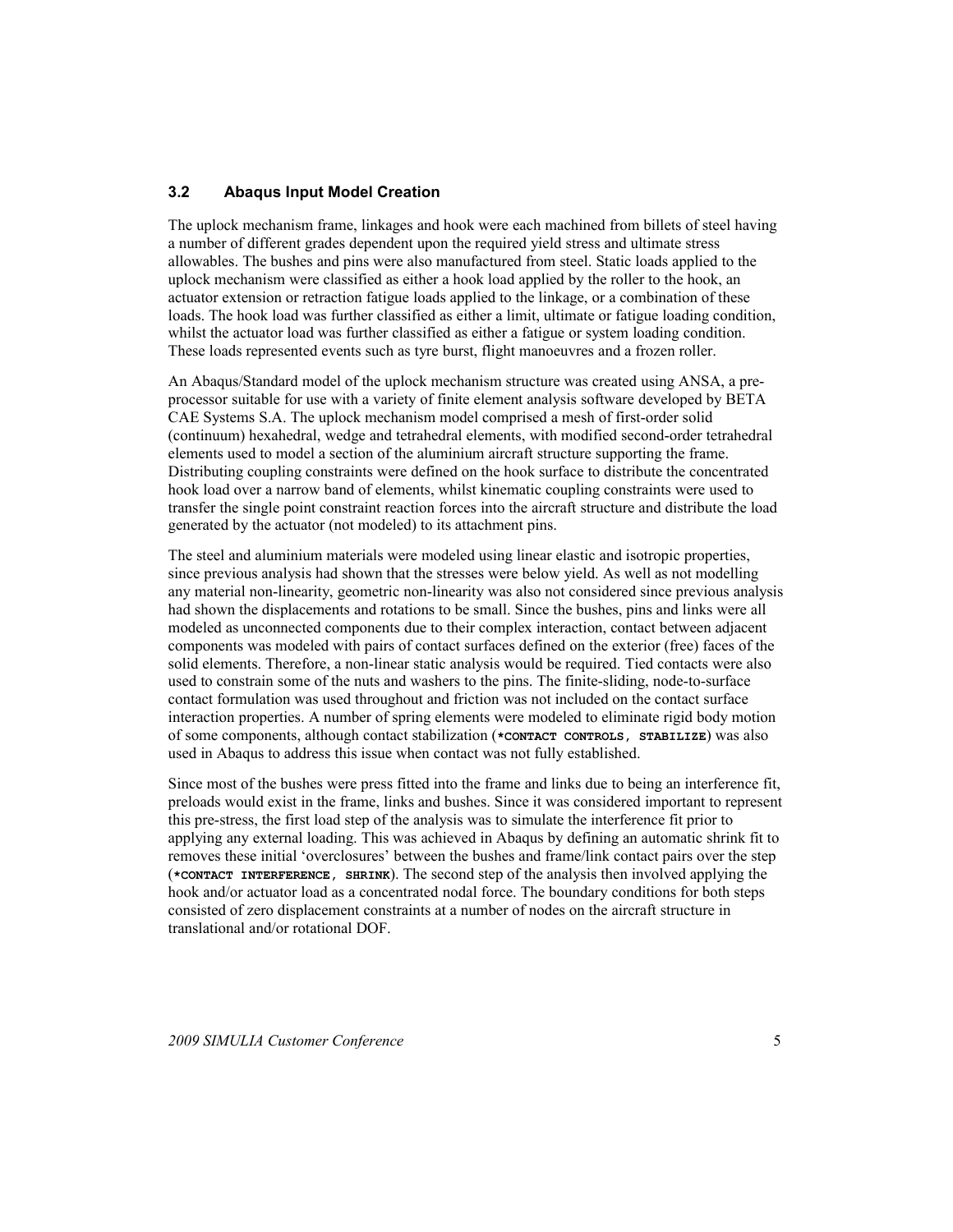### 3.2 Abaqus Input Model Creation

The uplock mechanism frame, linkages and hook were each machined from billets of steel having a number of different grades dependent upon the required yield stress and ultimate stress allowables. The bushes and pins were also manufactured from steel. Static loads applied to the uplock mechanism were classified as either a hook load applied by the roller to the hook, an actuator extension or retraction fatigue loads applied to the linkage, or a combination of these loads. The hook load was further classified as either a limit, ultimate or fatigue loading condition, whilst the actuator load was further classified as either a fatigue or system loading condition. These loads represented events such as tyre burst, flight manoeuvres and a frozen roller.

An Abaqus/Standard model of the uplock mechanism structure was created using ANSA, a pre-processor suitable for use with a variety of finite element analysis software developed by BETA CAE Systems S.A. The uplock mechanism model comprised a mesh of first-order solid (continuum) hexahedral, wedge and tetrahedral elements, with modified second-order tetrahedral elements used to model a section of the aluminium aircraft structure supporting the frame. Distributing coupling constraints were defined on the hook surface to distribute the concentrated hook load over a narrow band of elements, whilst kinematic coupling constraints were used to transfer the single point constraint reaction forces into the aircraft structure and distribute the load generated by the actuator (not modeled) to its attachment pins.

The steel and aluminium materials were modeled using linear elastic and isotropic properties, since previous analysis had shown that the stresses were below yield. As well as not modelling any material non-linearity, geometric non-linearity was also not considered since previous analysis had shown the displacements and rotations to be small. Since the bushes, pins and links were all modeled as unconnected components due to their complex interaction, contact between adjacent components was modeled with pairs of contact surfaces defined on the exterior (free) faces of the solid elements. Therefore, a non-linear static analysis would be required. Tied contacts were also used to constrain some of the nuts and washers to the pins. The finite-sliding, node-to-surface contact formulation was used throughout and friction was not included on the contact surface interaction properties. A number of spring elements were modeled to eliminate rigid body motion of some components, although contact stabilization (`*CONTACT CONTROLS, STABILIZE`) was also used in Abaqus to address this issue when contact was not fully established.

Since most of the bushes were press fitted into the frame and links due to being an interference fit, preloads would exist in the frame, links and bushes. Since it was considered important to represent this pre-stress, the first load step of the analysis was to simulate the interference fit prior to applying any external loading. This was achieved in Abaqus by defining an automatic shrink fit to removes these initial 'overclosures' between the bushes and frame/link contact pairs over the step (`*CONTACT INTERFERENCE, SHRINK`). The second step of the analysis then involved applying the hook and/or actuator load as a concentrated nodal force. The boundary conditions for both steps consisted of zero displacement constraints at a number of nodes on the aircraft structure in translational and/or rotational DOF.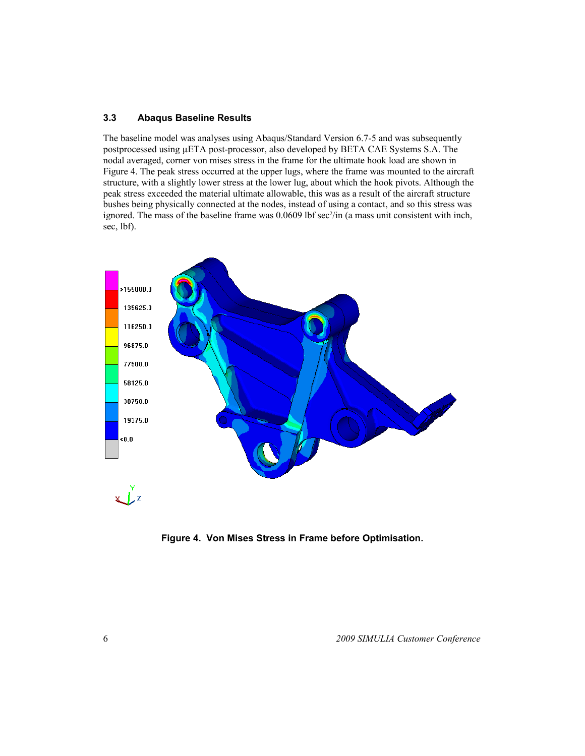### 3.3 Abaqus Baseline Results

The baseline model was analyses using Abaqus/Standard Version 6.7-5 and was subsequently postprocessed using µETA post-processor, also developed by BETA CAE Systems S.A. The nodal averaged, corner von mises stress in the frame for the ultimate hook load are shown in Figure 4. The peak stress occurred at the upper lugs, where the frame was mounted to the aircraft structure, with a slightly lower stress at the lower lug, about which the hook pivots. Although the peak stress exceeded the material ultimate allowable, this was as a result of the aircraft structure bushes being physically connected at the nodes, instead of using a contact, and so this stress was ignored. The mass of the baseline frame was 0.0609 lbf sec$^2$/in (a mass unit consistent with inch, sec, lbf).

**Figure 4. Von Mises Stress in Frame before Optimisation.**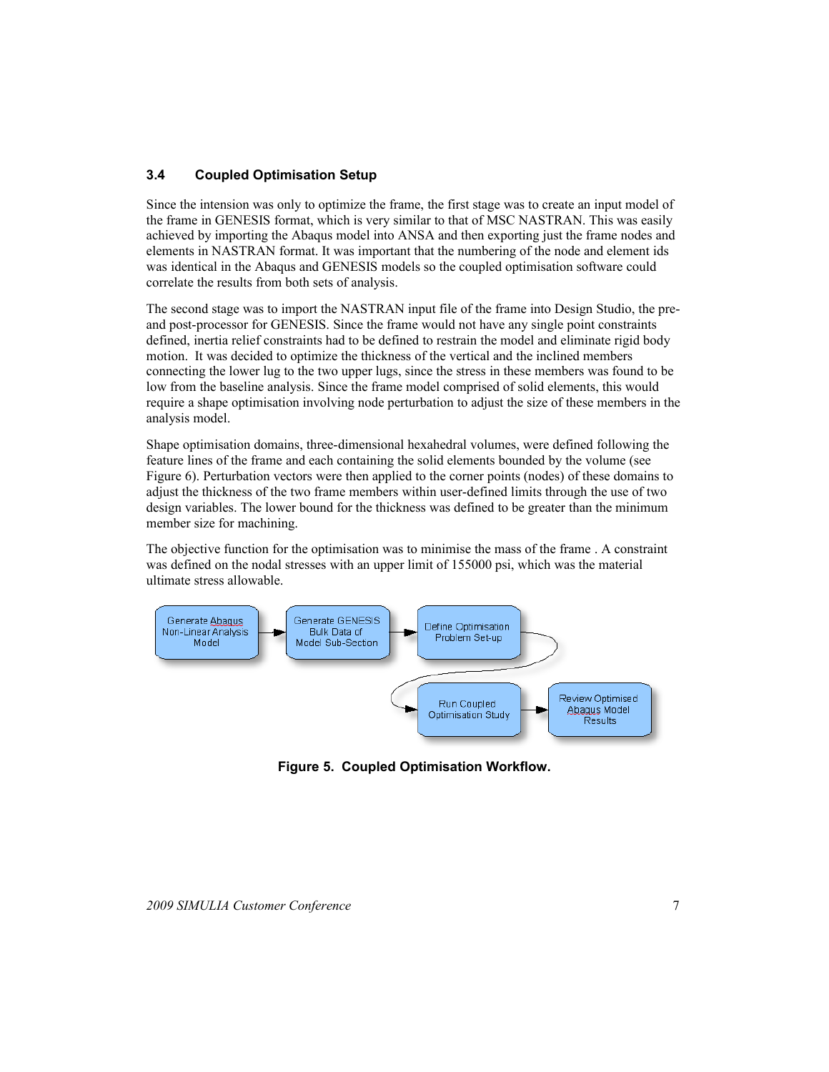### 3.4 Coupled Optimisation Setup

Since the intension was only to optimize the frame, the first stage was to create an input model of the frame in GENESIS format, which is very similar to that of MSC NASTRAN. This was easily achieved by importing the Abaqus model into ANSA and then exporting just the frame nodes and elements in NASTRAN format. It was important that the numbering of the node and element ids was identical in the Abaqus and GENESIS models so the coupled optimisation software could correlate the results from both sets of analysis.

The second stage was to import the NASTRAN input file of the frame into Design Studio, the pre- and post-processor for GENESIS. Since the frame would not have any single point constraints defined, inertia relief constraints had to be defined to restrain the model and eliminate rigid body motion. It was decided to optimize the thickness of the vertical and the inclined members connecting the lower lug to the two upper lugs, since the stress in these members was found to be low from the baseline analysis. Since the frame model comprised of solid elements, this would require a shape optimisation involving node perturbation to adjust the size of these members in the analysis model.

Shape optimisation domains, three-dimensional hexahedral volumes, were defined following the feature lines of the frame and each containing the solid elements bounded by the volume (see Figure 6). Perturbation vectors were then applied to the corner points (nodes) of these domains to adjust the thickness of the two frame members within user-defined limits through the use of two design variables. The lower bound for the thickness was defined to be greater than the minimum member size for machining.

The objective function for the optimisation was to minimise the mass of the frame . A constraint was defined on the nodal stresses with an upper limit of 155000 psi, which was the material ultimate stress allowable.

Generate Abaqus Non-Linear Analysis Model → Generate GENESIS Bulk Data of Model Sub-Section → Define Optimisation Problem Set-up → Run Coupled Optimisation Study → Review Optimised Abaqus Model Results

**Figure 5. Coupled Optimisation Workflow.**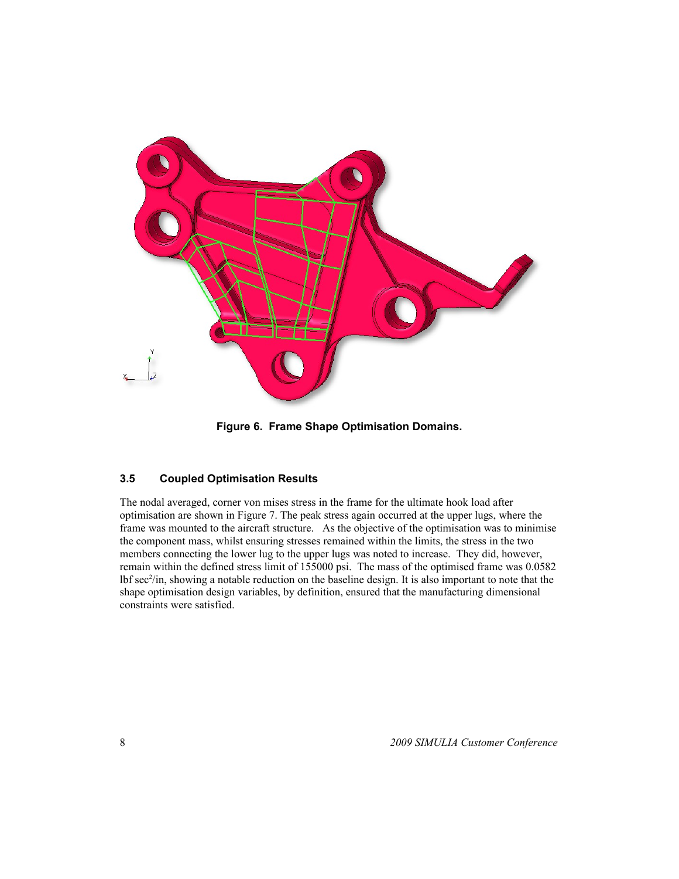**Figure 6. Frame Shape Optimisation Domains.**

### 3.5 Coupled Optimisation Results

The nodal averaged, corner von mises stress in the frame for the ultimate hook load after optimisation are shown in Figure 7. The peak stress again occurred at the upper lugs, where the frame was mounted to the aircraft structure. As the objective of the optimisation was to minimise the component mass, whilst ensuring stresses remained within the limits, the stress in the two members connecting the lower lug to the upper lugs was noted to increase. They did, however, remain within the defined stress limit of 155000 psi. The mass of the optimised frame was 0.0582 lbf $sec^2$/in, showing a notable reduction on the baseline design. It is also important to note that the shape optimisation design variables, by definition, ensured that the manufacturing dimensional constraints were satisfied.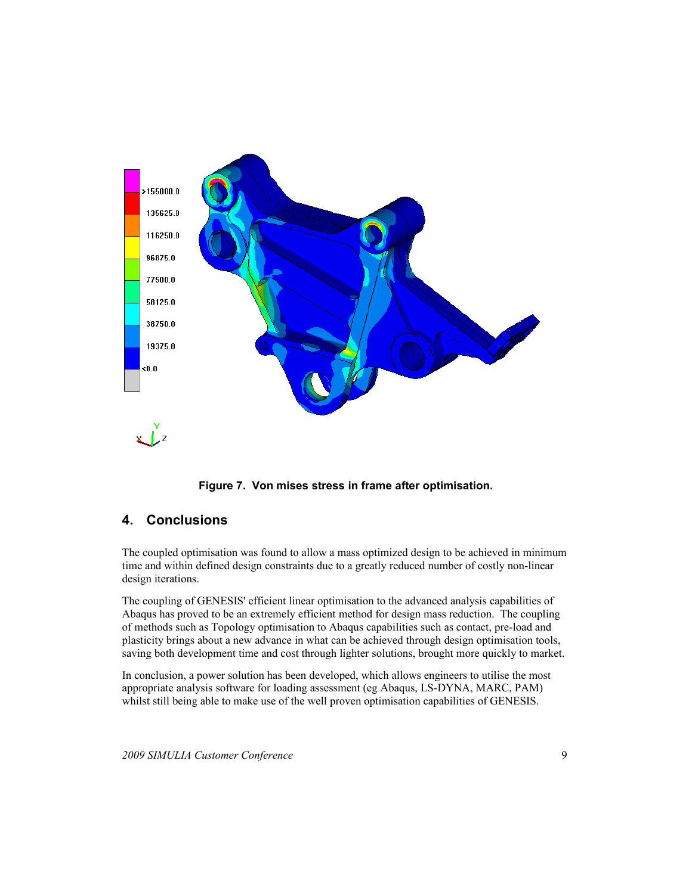**Figure 7. Von mises stress in frame after optimisation.**

## 4. Conclusions

The coupled optimisation was found to allow a mass optimized design to be achieved in minimum time and within defined design constraints due to a greatly reduced number of costly non-linear design iterations.

The coupling of GENESIS' efficient linear optimisation to the advanced analysis capabilities of Abaqus has proved to be an extremely efficient method for design mass reduction. The coupling of methods such as Topology optimisation to Abaqus capabilities such as contact, pre-load and plasticity brings about a new advance in what can be achieved through design optimisation tools, saving both development time and cost through lighter solutions, brought more quickly to market.

In conclusion, a power solution has been developed, which allows engineers to utilise the most appropriate analysis software for loading assessment (eg Abaqus, LS-DYNA, MARC, PAM) whilst still being able to make use of the well proven optimisation capabilities of GENESIS.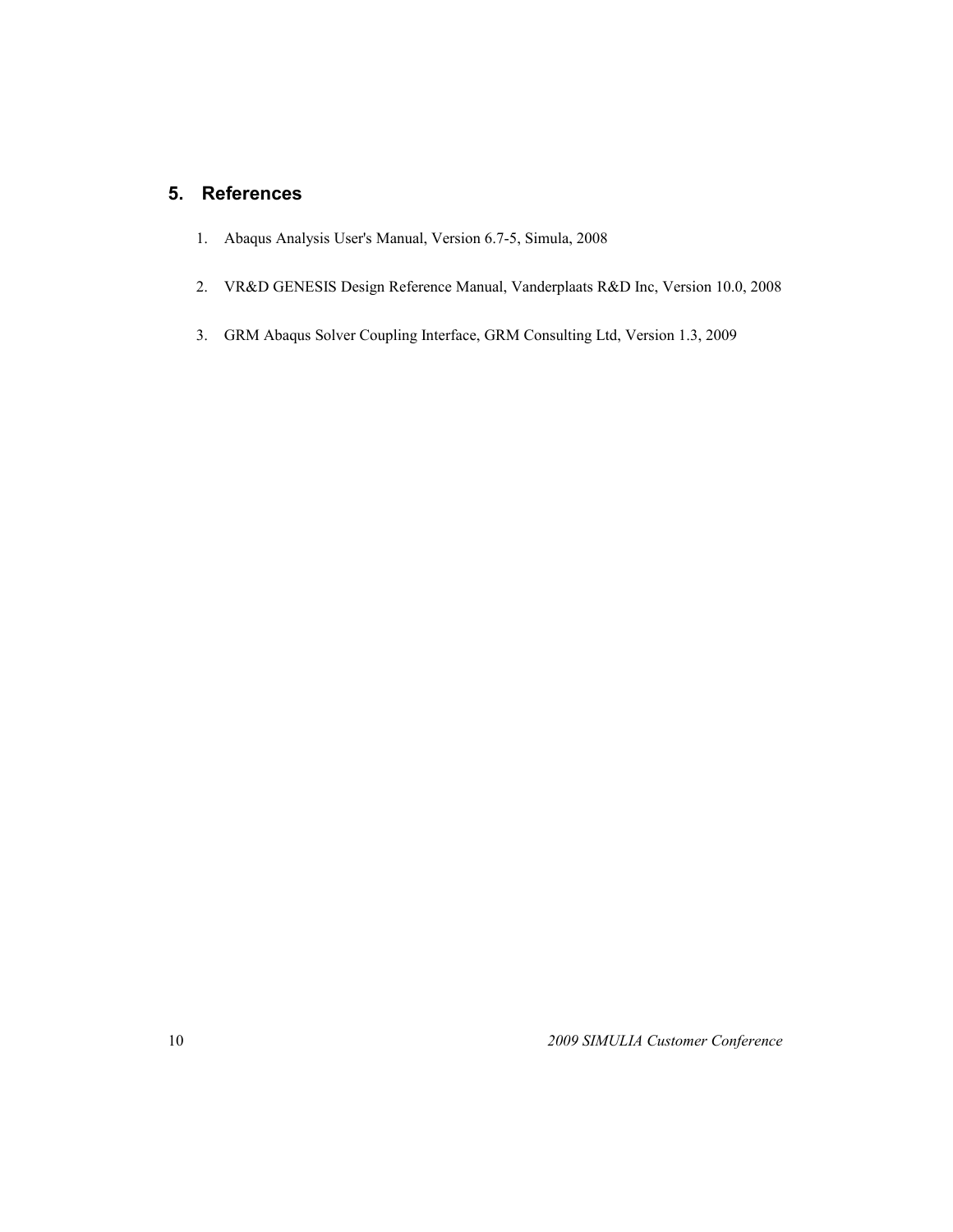## 5. References

1. Abaqus Analysis User's Manual, Version 6.7-5, Simula, 2008

2. VR&D GENESIS Design Reference Manual, Vanderplaats R&D Inc, Version 10.0, 2008

3. GRM Abaqus Solver Coupling Interface, GRM Consulting Ltd, Version 1.3, 2009